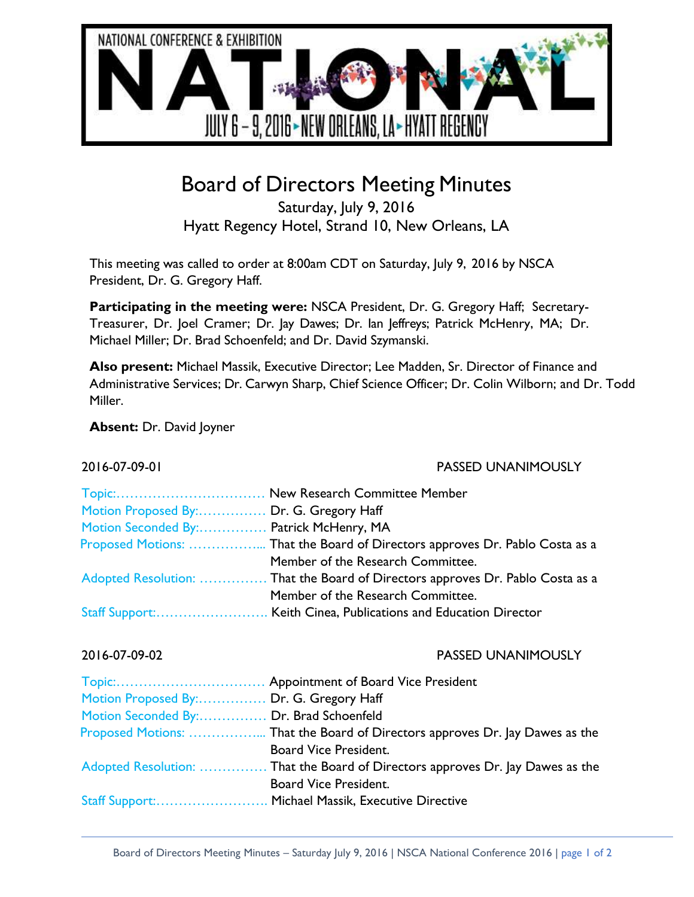NATIONAL CONFERENCE & EXHIBITION

# NATIONAL

JULY 6 – 9, 2016 ▸ NEW ORLEANS, LA ▸ HYATT REGENCY

# Board of Directors Meeting Minutes

Saturday, July 9, 2016
Hyatt Regency Hotel, Strand 10, New Orleans, LA

This meeting was called to order at 8:00am CDT on Saturday, July 9, 2016 by NSCA President, Dr. G. Gregory Haff.

**Participating in the meeting were:** NSCA President, Dr. G. Gregory Haff; Secretary-Treasurer, Dr. Joel Cramer; Dr. Jay Dawes; Dr. Ian Jeffreys; Patrick McHenry, MA; Dr. Michael Miller; Dr. Brad Schoenfeld; and Dr. David Szymanski.

**Also present:** Michael Massik, Executive Director; Lee Madden, Sr. Director of Finance and Administrative Services; Dr. Carwyn Sharp, Chief Science Officer; Dr. Colin Wilborn; and Dr. Todd Miller.

**Absent:** Dr. David Joyner

2016-07-09-01 — PASSED UNANIMOUSLY

Topic:................................. New Research Committee Member
Motion Proposed By:............... Dr. G. Gregory Haff
Motion Seconded By:............... Patrick McHenry, MA
Proposed Motions: ................... That the Board of Directors approves Dr. Pablo Costa as a Member of the Research Committee.
Adopted Resolution: ............... That the Board of Directors approves Dr. Pablo Costa as a Member of the Research Committee.
Staff Support:......................... Keith Cinea, Publications and Education Director

2016-07-09-02 — PASSED UNANIMOUSLY

Topic:................................. Appointment of Board Vice President
Motion Proposed By:............... Dr. G. Gregory Haff
Motion Seconded By:............... Dr. Brad Schoenfeld
Proposed Motions: ................... That the Board of Directors approves Dr. Jay Dawes as the Board Vice President.
Adopted Resolution: ............... That the Board of Directors approves Dr. Jay Dawes as the Board Vice President.
Staff Support:......................... Michael Massik, Executive Directive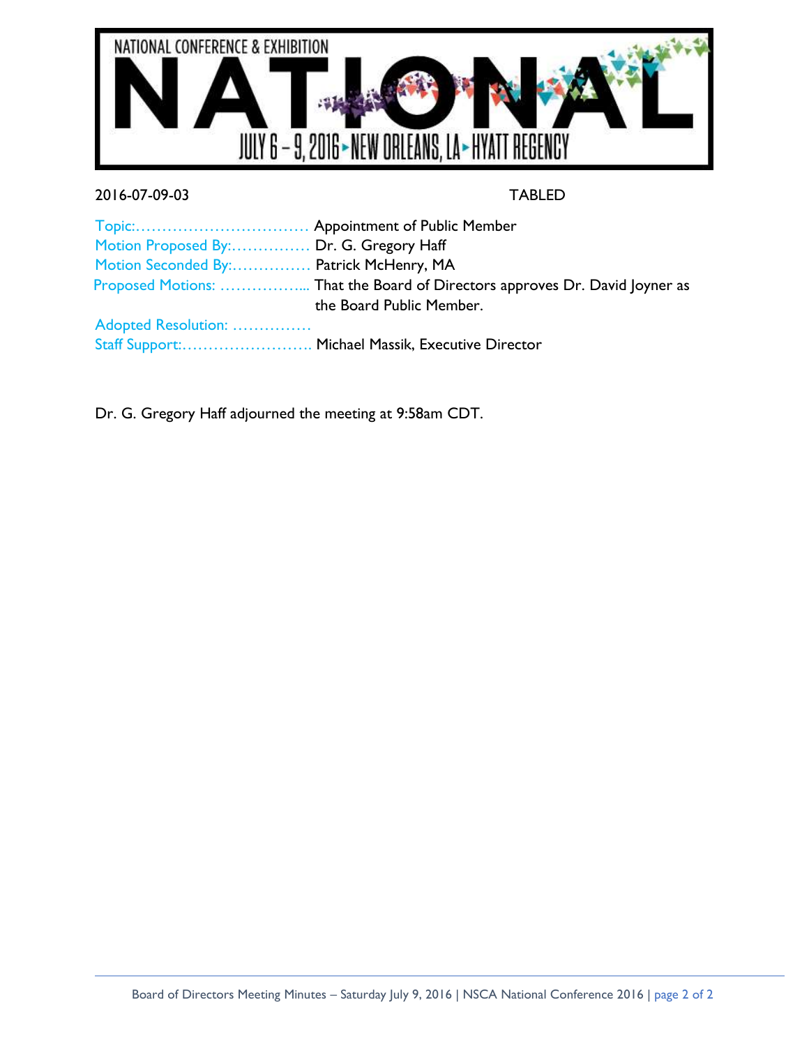NATIONAL CONFERENCE & EXHIBITION

# NATIONAL

JULY 6 – 9, 2016 ▸ NEW ORLEANS, LA ▸ HYATT REGENCY

2016-07-09-03 TABLED

Topic:……………………………… Appointment of Public Member
Motion Proposed By:…………… Dr. G. Gregory Haff
Motion Seconded By:…………… Patrick McHenry, MA
Proposed Motions: ……………... That the Board of Directors approves Dr. David Joyner as the Board Public Member.
Adopted Resolution: ……………
Staff Support:…………………….. Michael Massik, Executive Director

Dr. G. Gregory Haff adjourned the meeting at 9:58am CDT.